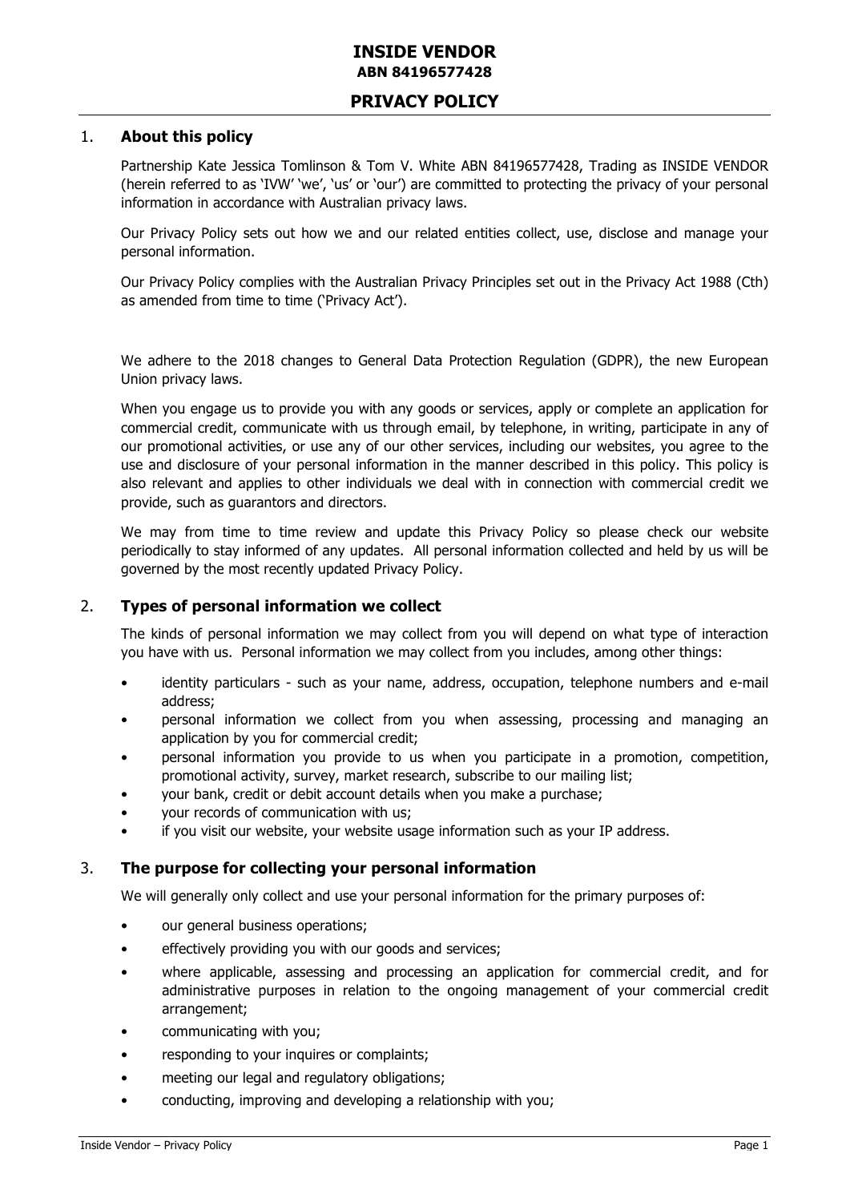# INSIDE VENDOR

**ABN 84196577428**

## PRIVACY POLICY

### 1. About this policy

Partnership Kate Jessica Tomlinson & Tom V. White ABN 84196577428, Trading as INSIDE VENDOR (herein referred to as 'IVW' 'we', 'us' or 'our') are committed to protecting the privacy of your personal information in accordance with Australian privacy laws.

Our Privacy Policy sets out how we and our related entities collect, use, disclose and manage your personal information.

Our Privacy Policy complies with the Australian Privacy Principles set out in the Privacy Act 1988 (Cth) as amended from time to time ('Privacy Act').

We adhere to the 2018 changes to General Data Protection Regulation (GDPR), the new European Union privacy laws.

When you engage us to provide you with any goods or services, apply or complete an application for commercial credit, communicate with us through email, by telephone, in writing, participate in any of our promotional activities, or use any of our other services, including our websites, you agree to the use and disclosure of your personal information in the manner described in this policy. This policy is also relevant and applies to other individuals we deal with in connection with commercial credit we provide, such as guarantors and directors.

We may from time to time review and update this Privacy Policy so please check our website periodically to stay informed of any updates. All personal information collected and held by us will be governed by the most recently updated Privacy Policy.

### 2. Types of personal information we collect

The kinds of personal information we may collect from you will depend on what type of interaction you have with us. Personal information we may collect from you includes, among other things:

- identity particulars - such as your name, address, occupation, telephone numbers and e-mail address;
- personal information we collect from you when assessing, processing and managing an application by you for commercial credit;
- personal information you provide to us when you participate in a promotion, competition, promotional activity, survey, market research, subscribe to our mailing list;
- your bank, credit or debit account details when you make a purchase;
- your records of communication with us;
- if you visit our website, your website usage information such as your IP address.

### 3. The purpose for collecting your personal information

We will generally only collect and use your personal information for the primary purposes of:

- our general business operations;
- effectively providing you with our goods and services;
- where applicable, assessing and processing an application for commercial credit, and for administrative purposes in relation to the ongoing management of your commercial credit arrangement;
- communicating with you;
- responding to your inquires or complaints;
- meeting our legal and regulatory obligations;
- conducting, improving and developing a relationship with you;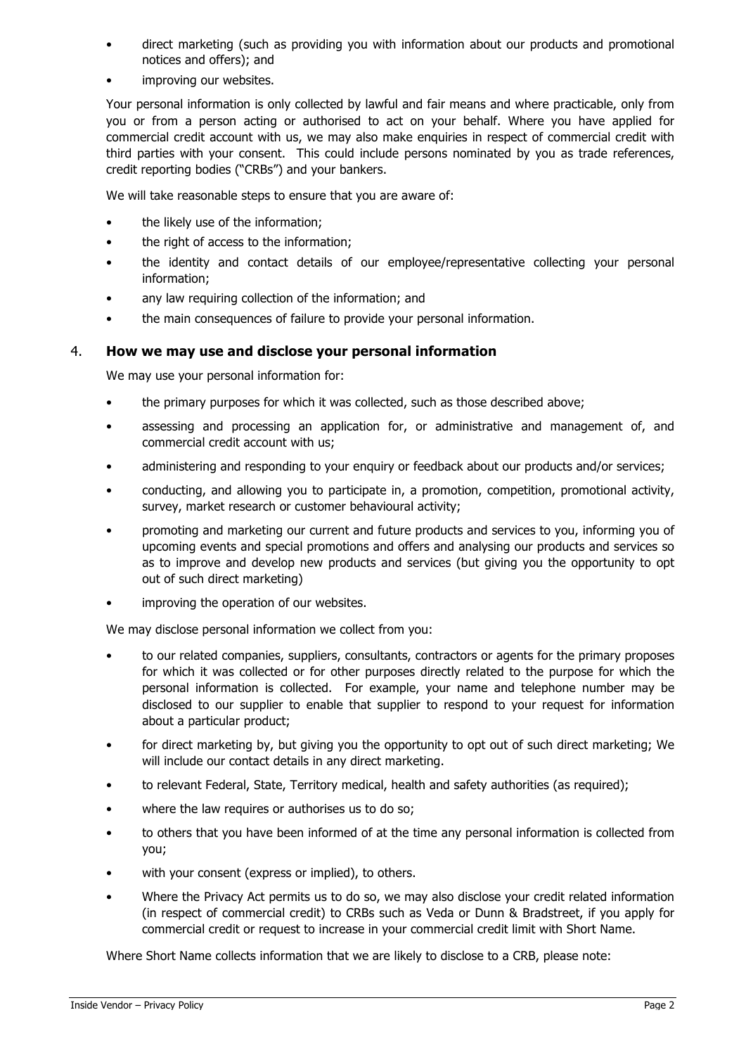- direct marketing (such as providing you with information about our products and promotional notices and offers); and
- improving our websites.

Your personal information is only collected by lawful and fair means and where practicable, only from you or from a person acting or authorised to act on your behalf. Where you have applied for commercial credit account with us, we may also make enquiries in respect of commercial credit with third parties with your consent. This could include persons nominated by you as trade references, credit reporting bodies ("CRBs") and your bankers.

We will take reasonable steps to ensure that you are aware of:

- the likely use of the information;
- the right of access to the information;
- the identity and contact details of our employee/representative collecting your personal information;
- any law requiring collection of the information; and
- the main consequences of failure to provide your personal information.

## 4. **How we may use and disclose your personal information**

We may use your personal information for:

- the primary purposes for which it was collected, such as those described above;
- assessing and processing an application for, or administrative and management of, and commercial credit account with us;
- administering and responding to your enquiry or feedback about our products and/or services;
- conducting, and allowing you to participate in, a promotion, competition, promotional activity, survey, market research or customer behavioural activity;
- promoting and marketing our current and future products and services to you, informing you of upcoming events and special promotions and offers and analysing our products and services so as to improve and develop new products and services (but giving you the opportunity to opt out of such direct marketing)
- improving the operation of our websites.

We may disclose personal information we collect from you:

- to our related companies, suppliers, consultants, contractors or agents for the primary proposes for which it was collected or for other purposes directly related to the purpose for which the personal information is collected. For example, your name and telephone number may be disclosed to our supplier to enable that supplier to respond to your request for information about a particular product;
- for direct marketing by, but giving you the opportunity to opt out of such direct marketing; We will include our contact details in any direct marketing.
- to relevant Federal, State, Territory medical, health and safety authorities (as required);
- where the law requires or authorises us to do so;
- to others that you have been informed of at the time any personal information is collected from you;
- with your consent (express or implied), to others.
- Where the Privacy Act permits us to do so, we may also disclose your credit related information (in respect of commercial credit) to CRBs such as Veda or Dunn & Bradstreet, if you apply for commercial credit or request to increase in your commercial credit limit with Short Name.

Where Short Name collects information that we are likely to disclose to a CRB, please note: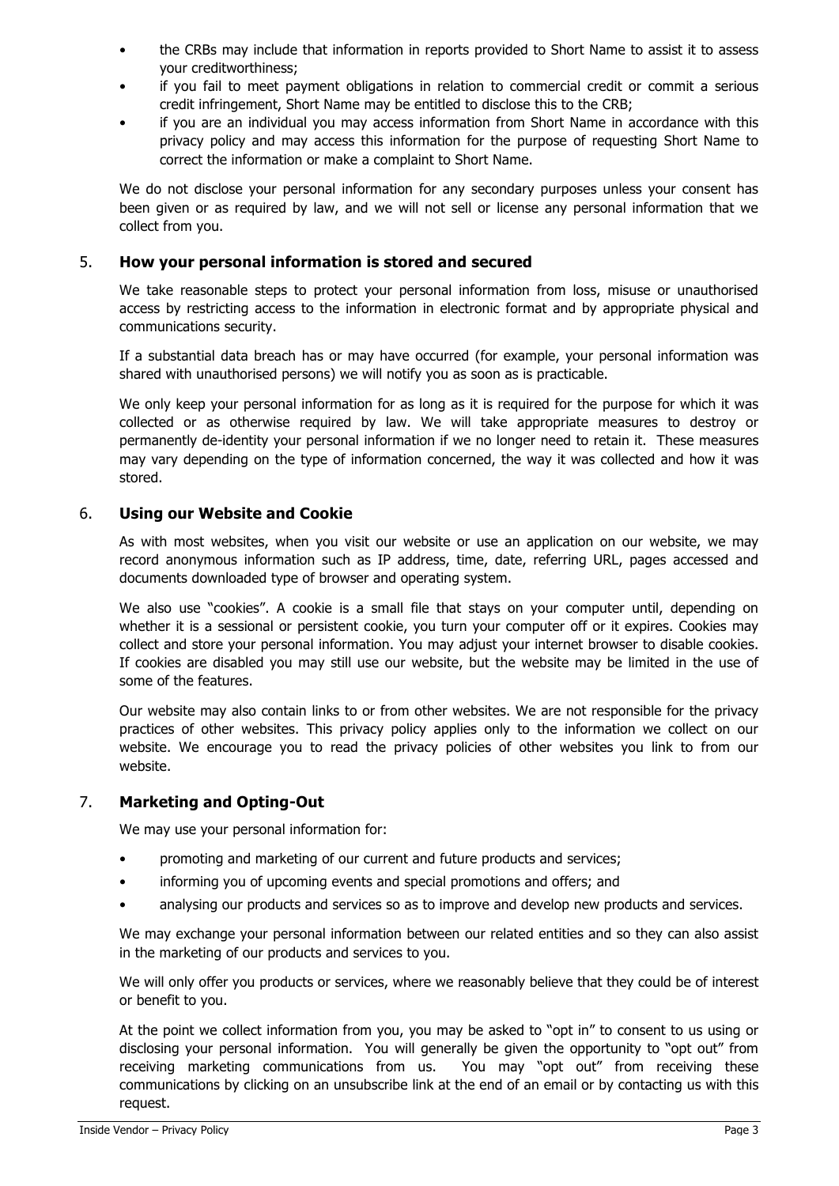- the CRBs may include that information in reports provided to Short Name to assist it to assess your creditworthiness;
- if you fail to meet payment obligations in relation to commercial credit or commit a serious credit infringement, Short Name may be entitled to disclose this to the CRB;
- if you are an individual you may access information from Short Name in accordance with this privacy policy and may access this information for the purpose of requesting Short Name to correct the information or make a complaint to Short Name.

We do not disclose your personal information for any secondary purposes unless your consent has been given or as required by law, and we will not sell or license any personal information that we collect from you.

## 5. **How your personal information is stored and secured**

We take reasonable steps to protect your personal information from loss, misuse or unauthorised access by restricting access to the information in electronic format and by appropriate physical and communications security.

If a substantial data breach has or may have occurred (for example, your personal information was shared with unauthorised persons) we will notify you as soon as is practicable.

We only keep your personal information for as long as it is required for the purpose for which it was collected or as otherwise required by law. We will take appropriate measures to destroy or permanently de-identity your personal information if we no longer need to retain it. These measures may vary depending on the type of information concerned, the way it was collected and how it was stored.

## 6. **Using our Website and Cookie**

As with most websites, when you visit our website or use an application on our website, we may record anonymous information such as IP address, time, date, referring URL, pages accessed and documents downloaded type of browser and operating system.

We also use "cookies". A cookie is a small file that stays on your computer until, depending on whether it is a sessional or persistent cookie, you turn your computer off or it expires. Cookies may collect and store your personal information. You may adjust your internet browser to disable cookies. If cookies are disabled you may still use our website, but the website may be limited in the use of some of the features.

Our website may also contain links to or from other websites. We are not responsible for the privacy practices of other websites. This privacy policy applies only to the information we collect on our website. We encourage you to read the privacy policies of other websites you link to from our website.

## 7. **Marketing and Opting-Out**

We may use your personal information for:

- promoting and marketing of our current and future products and services;
- informing you of upcoming events and special promotions and offers; and
- analysing our products and services so as to improve and develop new products and services.

We may exchange your personal information between our related entities and so they can also assist in the marketing of our products and services to you.

We will only offer you products or services, where we reasonably believe that they could be of interest or benefit to you.

At the point we collect information from you, you may be asked to "opt in" to consent to us using or disclosing your personal information. You will generally be given the opportunity to "opt out" from receiving marketing communications from us. You may "opt out" from receiving these communications by clicking on an unsubscribe link at the end of an email or by contacting us with this request.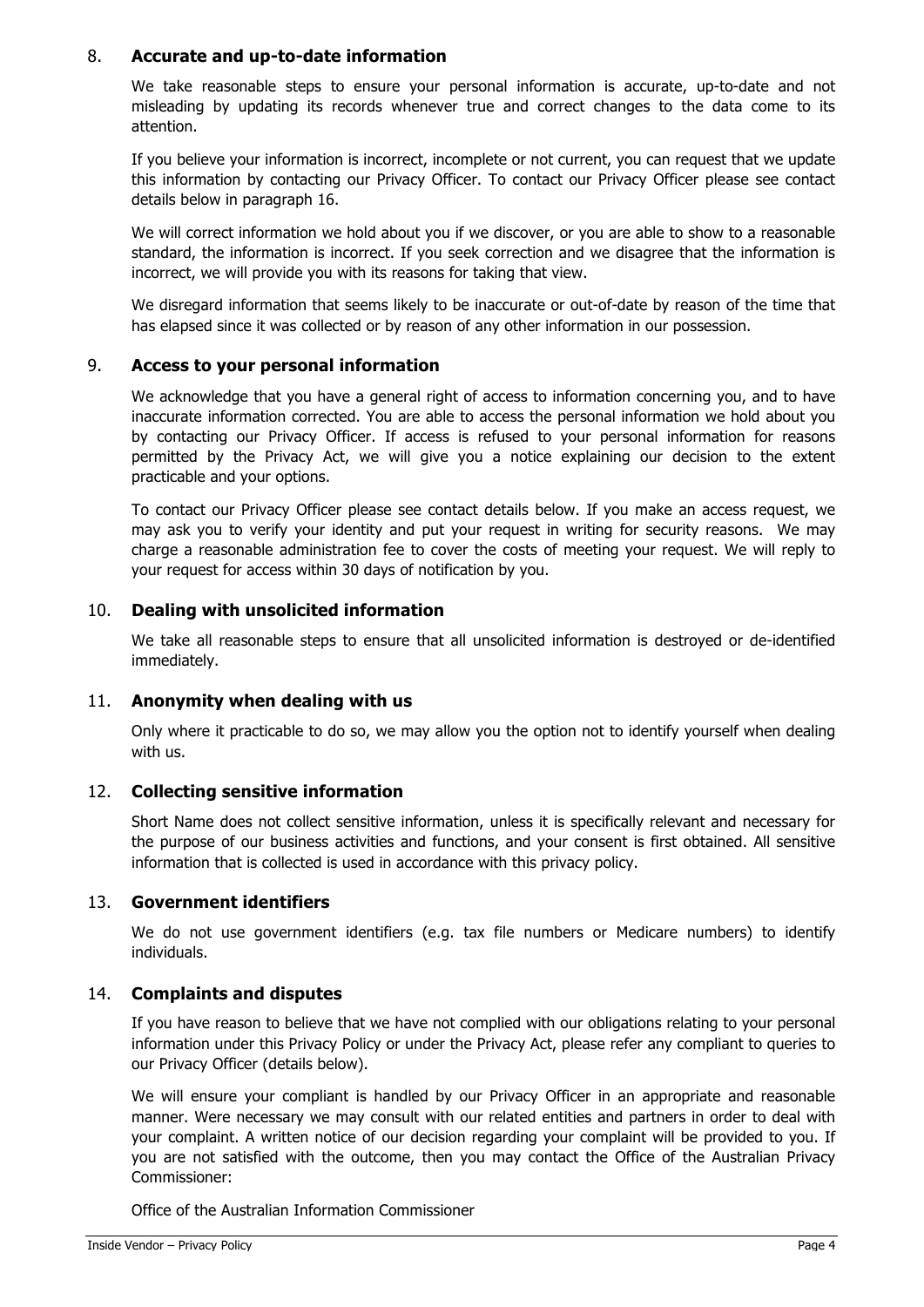## 8. Accurate and up-to-date information

We take reasonable steps to ensure your personal information is accurate, up-to-date and not misleading by updating its records whenever true and correct changes to the data come to its attention.

If you believe your information is incorrect, incomplete or not current, you can request that we update this information by contacting our Privacy Officer. To contact our Privacy Officer please see contact details below in paragraph 16.

We will correct information we hold about you if we discover, or you are able to show to a reasonable standard, the information is incorrect. If you seek correction and we disagree that the information is incorrect, we will provide you with its reasons for taking that view.

We disregard information that seems likely to be inaccurate or out-of-date by reason of the time that has elapsed since it was collected or by reason of any other information in our possession.

## 9. Access to your personal information

We acknowledge that you have a general right of access to information concerning you, and to have inaccurate information corrected. You are able to access the personal information we hold about you by contacting our Privacy Officer. If access is refused to your personal information for reasons permitted by the Privacy Act, we will give you a notice explaining our decision to the extent practicable and your options.

To contact our Privacy Officer please see contact details below. If you make an access request, we may ask you to verify your identity and put your request in writing for security reasons. We may charge a reasonable administration fee to cover the costs of meeting your request. We will reply to your request for access within 30 days of notification by you.

## 10. Dealing with unsolicited information

We take all reasonable steps to ensure that all unsolicited information is destroyed or de-identified immediately.

## 11. Anonymity when dealing with us

Only where it practicable to do so, we may allow you the option not to identify yourself when dealing with us.

## 12. Collecting sensitive information

Short Name does not collect sensitive information, unless it is specifically relevant and necessary for the purpose of our business activities and functions, and your consent is first obtained. All sensitive information that is collected is used in accordance with this privacy policy.

## 13. Government identifiers

We do not use government identifiers (e.g. tax file numbers or Medicare numbers) to identify individuals.

## 14. Complaints and disputes

If you have reason to believe that we have not complied with our obligations relating to your personal information under this Privacy Policy or under the Privacy Act, please refer any compliant to queries to our Privacy Officer (details below).

We will ensure your compliant is handled by our Privacy Officer in an appropriate and reasonable manner. Were necessary we may consult with our related entities and partners in order to deal with your complaint. A written notice of our decision regarding your complaint will be provided to you. If you are not satisfied with the outcome, then you may contact the Office of the Australian Privacy Commissioner:

Office of the Australian Information Commissioner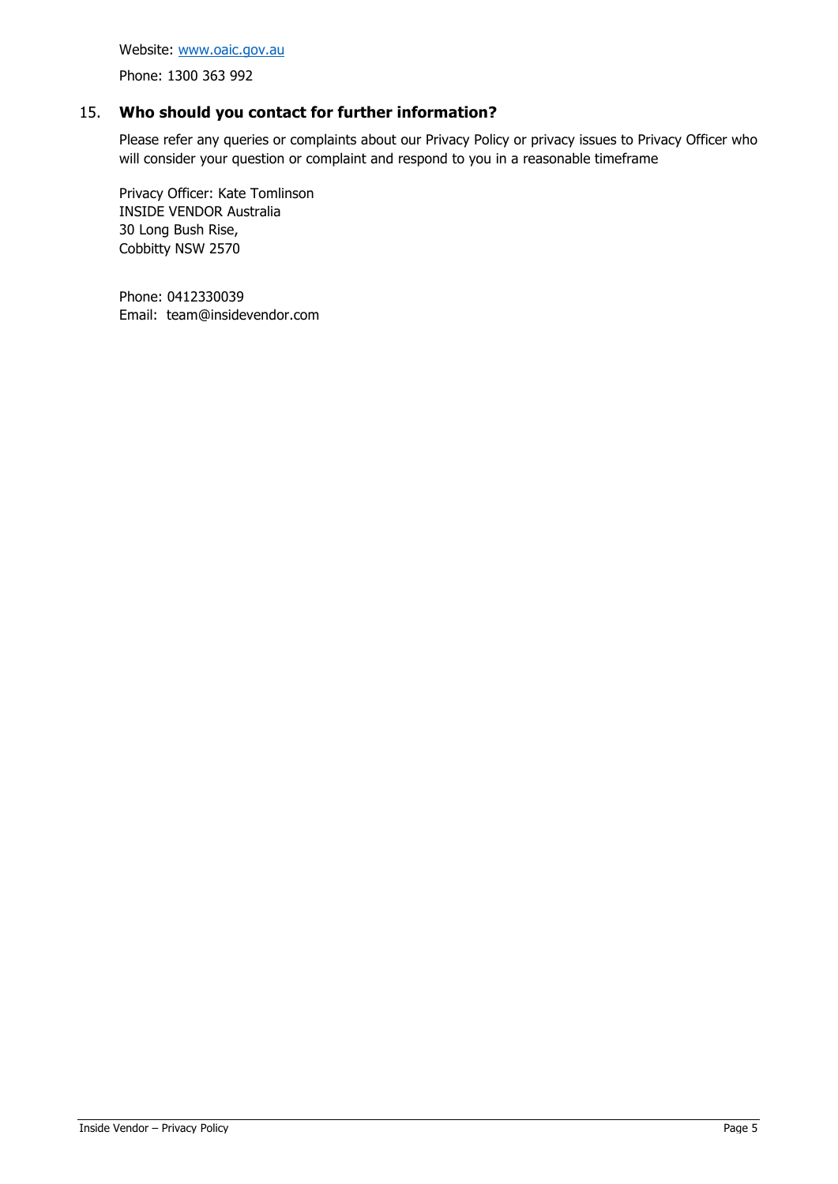Website: www.oaic.gov.au

Phone: 1300 363 992

## 15. Who should you contact for further information?

Please refer any queries or complaints about our Privacy Policy or privacy issues to Privacy Officer who will consider your question or complaint and respond to you in a reasonable timeframe

Privacy Officer: Kate Tomlinson
INSIDE VENDOR Australia
30 Long Bush Rise,
Cobbitty NSW 2570

Phone: 0412330039
Email: team@insidevendor.com